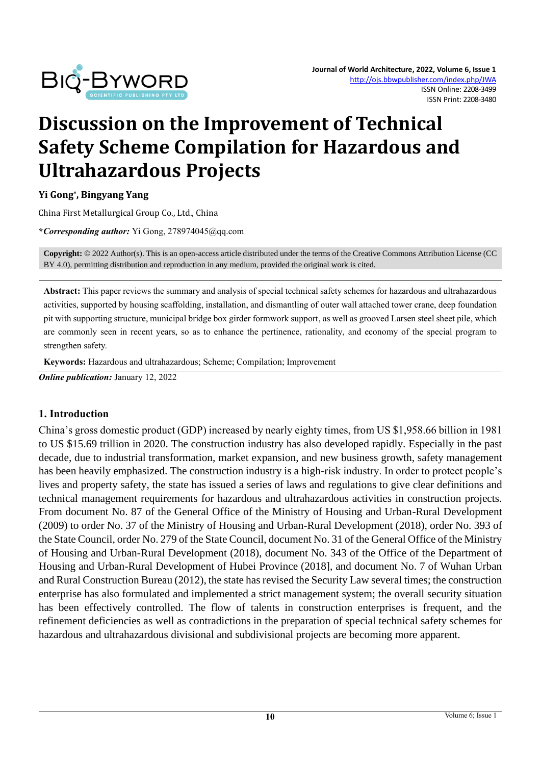# Discussion on the Improvement of Technical Safety Scheme Compilation for Hazardous and Ultrahazardous Projects

**Yi Gong*, Bingyang Yang**

China First Metallurgical Group Co., Ltd., China

***Corresponding author:*** Yi Gong, 278974045@qq.com

**Copyright:** © 2022 Author(s). This is an open-access article distributed under the terms of the Creative Commons Attribution License (CC BY 4.0), permitting distribution and reproduction in any medium, provided the original work is cited.

**Abstract:** This paper reviews the summary and analysis of special technical safety schemes for hazardous and ultrahazardous activities, supported by housing scaffolding, installation, and dismantling of outer wall attached tower crane, deep foundation pit with supporting structure, municipal bridge box girder formwork support, as well as grooved Larsen steel sheet pile, which are commonly seen in recent years, so as to enhance the pertinence, rationality, and economy of the special program to strengthen safety.

**Keywords:** Hazardous and ultrahazardous; Scheme; Compilation; Improvement

***Online publication:*** January 12, 2022

## 1. Introduction

China's gross domestic product (GDP) increased by nearly eighty times, from US $1,958.66 billion in 1981 to US $15.69 trillion in 2020. The construction industry has also developed rapidly. Especially in the past decade, due to industrial transformation, market expansion, and new business growth, safety management has been heavily emphasized. The construction industry is a high-risk industry. In order to protect people's lives and property safety, the state has issued a series of laws and regulations to give clear definitions and technical management requirements for hazardous and ultrahazardous activities in construction projects. From document No. 87 of the General Office of the Ministry of Housing and Urban-Rural Development (2009) to order No. 37 of the Ministry of Housing and Urban-Rural Development (2018), order No. 393 of the State Council, order No. 279 of the State Council, document No. 31 of the General Office of the Ministry of Housing and Urban-Rural Development (2018), document No. 343 of the Office of the Department of Housing and Urban-Rural Development of Hubei Province (2018], and document No. 7 of Wuhan Urban and Rural Construction Bureau (2012), the state has revised the Security Law several times; the construction enterprise has also formulated and implemented a strict management system; the overall security situation has been effectively controlled. The flow of talents in construction enterprises is frequent, and the refinement deficiencies as well as contradictions in the preparation of special technical safety schemes for hazardous and ultrahazardous divisional and subdivisional projects are becoming more apparent.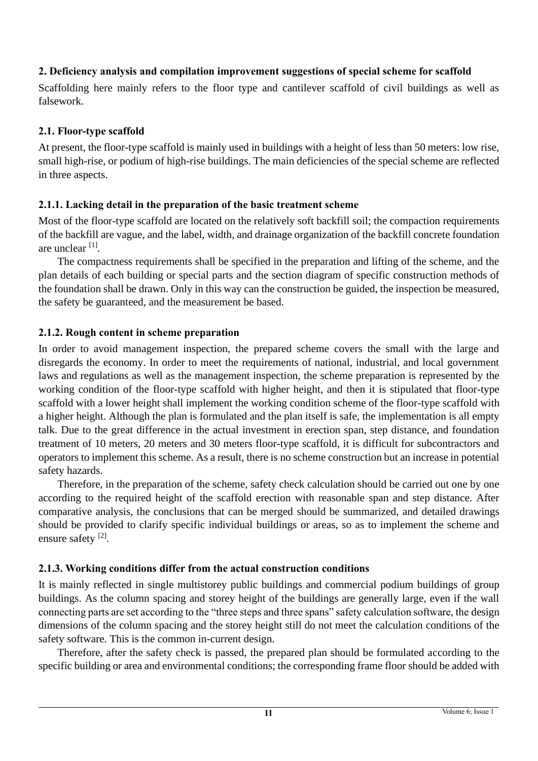## 2. Deficiency analysis and compilation improvement suggestions of special scheme for scaffold

Scaffolding here mainly refers to the floor type and cantilever scaffold of civil buildings as well as falsework.

### 2.1. Floor-type scaffold

At present, the floor-type scaffold is mainly used in buildings with a height of less than 50 meters: low rise, small high-rise, or podium of high-rise buildings. The main deficiencies of the special scheme are reflected in three aspects.

#### 2.1.1. Lacking detail in the preparation of the basic treatment scheme

Most of the floor-type scaffold are located on the relatively soft backfill soil; the compaction requirements of the backfill are vague, and the label, width, and drainage organization of the backfill concrete foundation are unclear [1].

The compactness requirements shall be specified in the preparation and lifting of the scheme, and the plan details of each building or special parts and the section diagram of specific construction methods of the foundation shall be drawn. Only in this way can the construction be guided, the inspection be measured, the safety be guaranteed, and the measurement be based.

#### 2.1.2. Rough content in scheme preparation

In order to avoid management inspection, the prepared scheme covers the small with the large and disregards the economy. In order to meet the requirements of national, industrial, and local government laws and regulations as well as the management inspection, the scheme preparation is represented by the working condition of the floor-type scaffold with higher height, and then it is stipulated that floor-type scaffold with a lower height shall implement the working condition scheme of the floor-type scaffold with a higher height. Although the plan is formulated and the plan itself is safe, the implementation is all empty talk. Due to the great difference in the actual investment in erection span, step distance, and foundation treatment of 10 meters, 20 meters and 30 meters floor-type scaffold, it is difficult for subcontractors and operators to implement this scheme. As a result, there is no scheme construction but an increase in potential safety hazards.

Therefore, in the preparation of the scheme, safety check calculation should be carried out one by one according to the required height of the scaffold erection with reasonable span and step distance. After comparative analysis, the conclusions that can be merged should be summarized, and detailed drawings should be provided to clarify specific individual buildings or areas, so as to implement the scheme and ensure safety [2].

#### 2.1.3. Working conditions differ from the actual construction conditions

It is mainly reflected in single multistorey public buildings and commercial podium buildings of group buildings. As the column spacing and storey height of the buildings are generally large, even if the wall connecting parts are set according to the "three steps and three spans" safety calculation software, the design dimensions of the column spacing and the storey height still do not meet the calculation conditions of the safety software. This is the common in-current design.

Therefore, after the safety check is passed, the prepared plan should be formulated according to the specific building or area and environmental conditions; the corresponding frame floor should be added with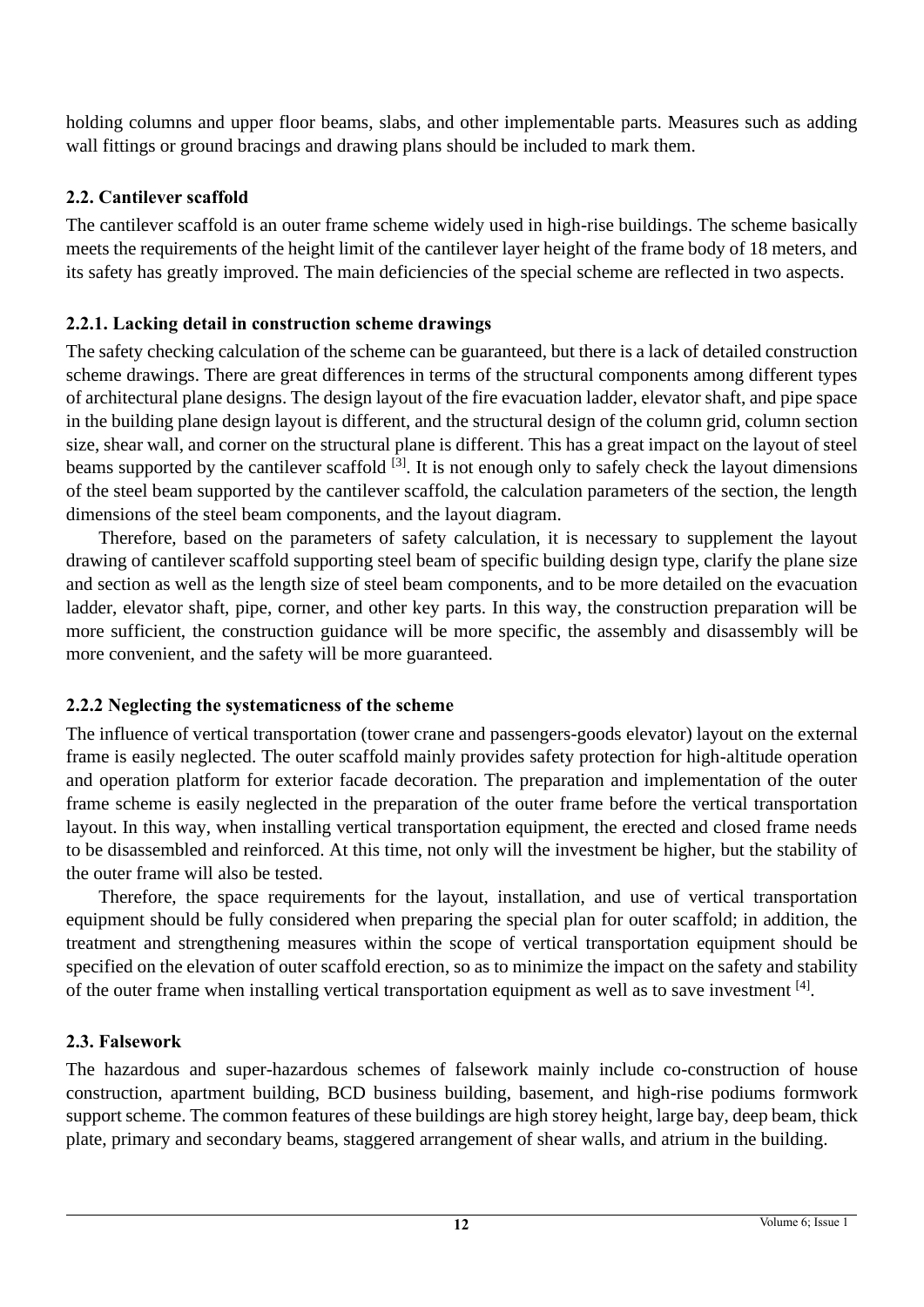holding columns and upper floor beams, slabs, and other implementable parts. Measures such as adding wall fittings or ground bracings and drawing plans should be included to mark them.

### 2.2. Cantilever scaffold

The cantilever scaffold is an outer frame scheme widely used in high-rise buildings. The scheme basically meets the requirements of the height limit of the cantilever layer height of the frame body of 18 meters, and its safety has greatly improved. The main deficiencies of the special scheme are reflected in two aspects.

#### 2.2.1. Lacking detail in construction scheme drawings

The safety checking calculation of the scheme can be guaranteed, but there is a lack of detailed construction scheme drawings. There are great differences in terms of the structural components among different types of architectural plane designs. The design layout of the fire evacuation ladder, elevator shaft, and pipe space in the building plane design layout is different, and the structural design of the column grid, column section size, shear wall, and corner on the structural plane is different. This has a great impact on the layout of steel beams supported by the cantilever scaffold [3]. It is not enough only to safely check the layout dimensions of the steel beam supported by the cantilever scaffold, the calculation parameters of the section, the length dimensions of the steel beam components, and the layout diagram.

Therefore, based on the parameters of safety calculation, it is necessary to supplement the layout drawing of cantilever scaffold supporting steel beam of specific building design type, clarify the plane size and section as well as the length size of steel beam components, and to be more detailed on the evacuation ladder, elevator shaft, pipe, corner, and other key parts. In this way, the construction preparation will be more sufficient, the construction guidance will be more specific, the assembly and disassembly will be more convenient, and the safety will be more guaranteed.

#### 2.2.2 Neglecting the systematicness of the scheme

The influence of vertical transportation (tower crane and passengers-goods elevator) layout on the external frame is easily neglected. The outer scaffold mainly provides safety protection for high-altitude operation and operation platform for exterior facade decoration. The preparation and implementation of the outer frame scheme is easily neglected in the preparation of the outer frame before the vertical transportation layout. In this way, when installing vertical transportation equipment, the erected and closed frame needs to be disassembled and reinforced. At this time, not only will the investment be higher, but the stability of the outer frame will also be tested.

Therefore, the space requirements for the layout, installation, and use of vertical transportation equipment should be fully considered when preparing the special plan for outer scaffold; in addition, the treatment and strengthening measures within the scope of vertical transportation equipment should be specified on the elevation of outer scaffold erection, so as to minimize the impact on the safety and stability of the outer frame when installing vertical transportation equipment as well as to save investment [4].

### 2.3. Falsework

The hazardous and super-hazardous schemes of falsework mainly include co-construction of house construction, apartment building, BCD business building, basement, and high-rise podiums formwork support scheme. The common features of these buildings are high storey height, large bay, deep beam, thick plate, primary and secondary beams, staggered arrangement of shear walls, and atrium in the building.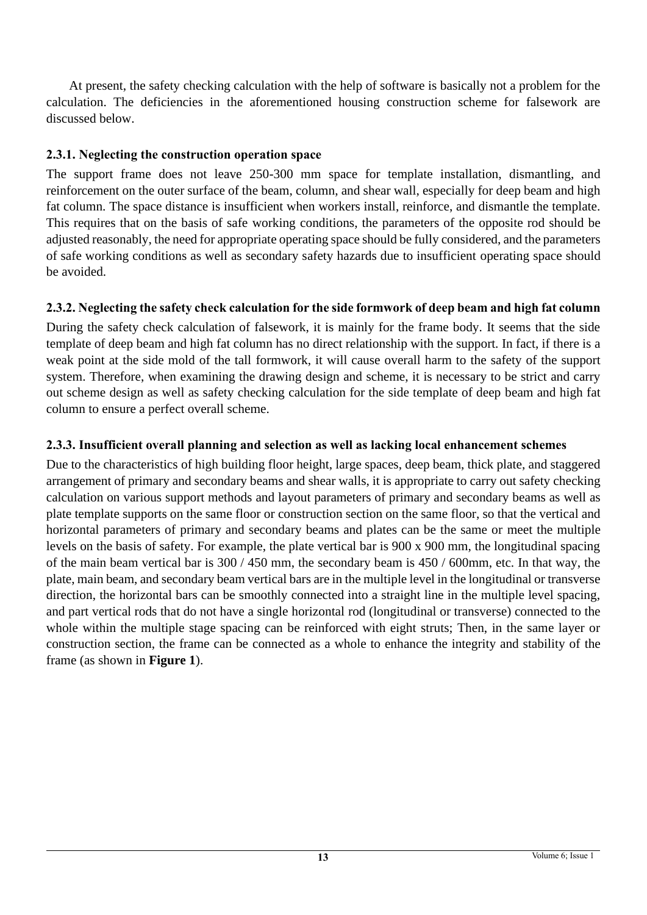At present, the safety checking calculation with the help of software is basically not a problem for the calculation. The deficiencies in the aforementioned housing construction scheme for falsework are discussed below.

### 2.3.1. Neglecting the construction operation space

The support frame does not leave 250-300 mm space for template installation, dismantling, and reinforcement on the outer surface of the beam, column, and shear wall, especially for deep beam and high fat column. The space distance is insufficient when workers install, reinforce, and dismantle the template. This requires that on the basis of safe working conditions, the parameters of the opposite rod should be adjusted reasonably, the need for appropriate operating space should be fully considered, and the parameters of safe working conditions as well as secondary safety hazards due to insufficient operating space should be avoided.

### 2.3.2. Neglecting the safety check calculation for the side formwork of deep beam and high fat column

During the safety check calculation of falsework, it is mainly for the frame body. It seems that the side template of deep beam and high fat column has no direct relationship with the support. In fact, if there is a weak point at the side mold of the tall formwork, it will cause overall harm to the safety of the support system. Therefore, when examining the drawing design and scheme, it is necessary to be strict and carry out scheme design as well as safety checking calculation for the side template of deep beam and high fat column to ensure a perfect overall scheme.

### 2.3.3. Insufficient overall planning and selection as well as lacking local enhancement schemes

Due to the characteristics of high building floor height, large spaces, deep beam, thick plate, and staggered arrangement of primary and secondary beams and shear walls, it is appropriate to carry out safety checking calculation on various support methods and layout parameters of primary and secondary beams as well as plate template supports on the same floor or construction section on the same floor, so that the vertical and horizontal parameters of primary and secondary beams and plates can be the same or meet the multiple levels on the basis of safety. For example, the plate vertical bar is 900 x 900 mm, the longitudinal spacing of the main beam vertical bar is 300 / 450 mm, the secondary beam is 450 / 600mm, etc. In that way, the plate, main beam, and secondary beam vertical bars are in the multiple level in the longitudinal or transverse direction, the horizontal bars can be smoothly connected into a straight line in the multiple level spacing, and part vertical rods that do not have a single horizontal rod (longitudinal or transverse) connected to the whole within the multiple stage spacing can be reinforced with eight struts; Then, in the same layer or construction section, the frame can be connected as a whole to enhance the integrity and stability of the frame (as shown in **Figure 1**).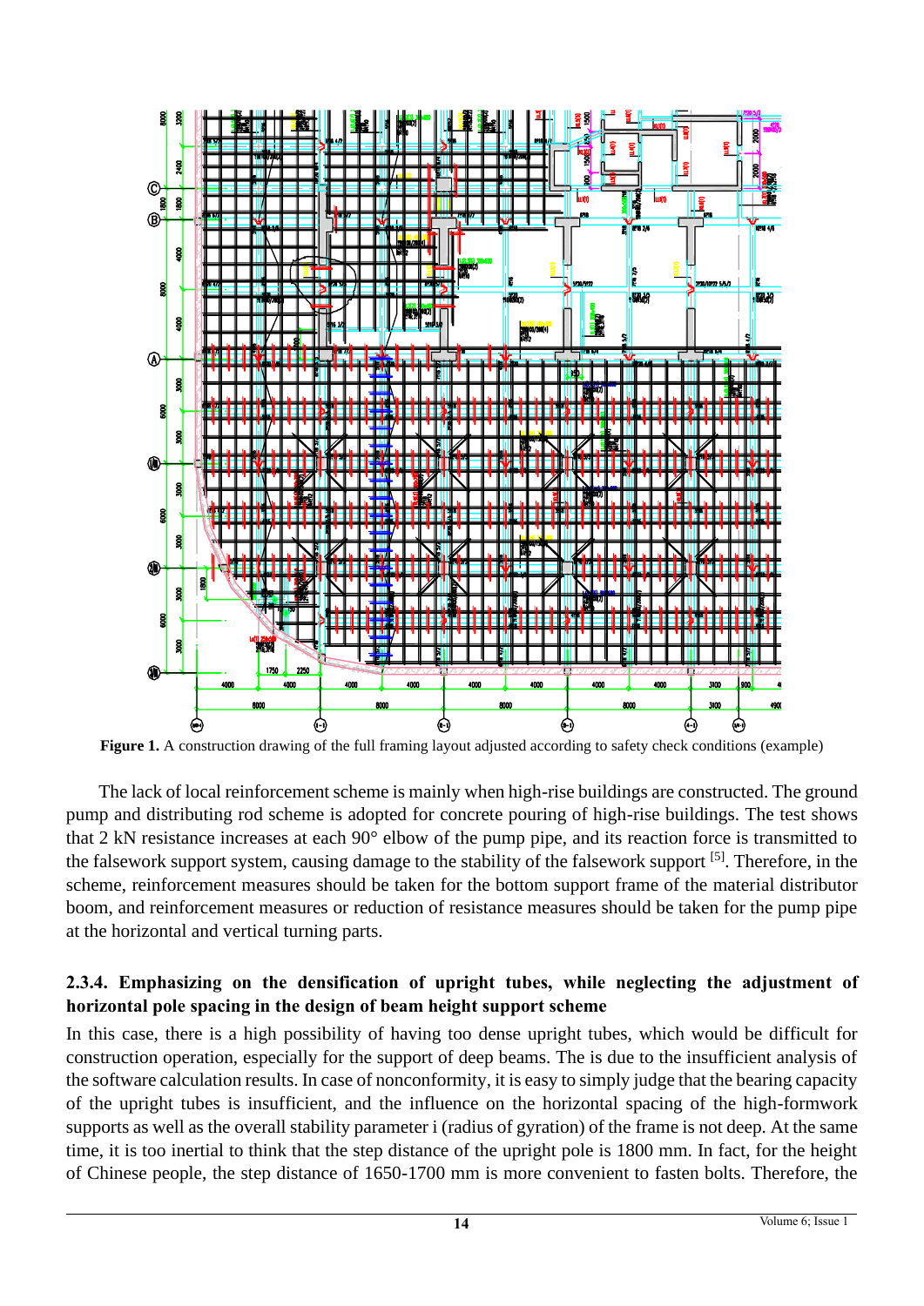**Figure 1.** A construction drawing of the full framing layout adjusted according to safety check conditions (example)

The lack of local reinforcement scheme is mainly when high-rise buildings are constructed. The ground pump and distributing rod scheme is adopted for concrete pouring of high-rise buildings. The test shows that 2 kN resistance increases at each 90° elbow of the pump pipe, and its reaction force is transmitted to the falsework support system, causing damage to the stability of the falsework support [5]. Therefore, in the scheme, reinforcement measures should be taken for the bottom support frame of the material distributor boom, and reinforcement measures or reduction of resistance measures should be taken for the pump pipe at the horizontal and vertical turning parts.

### 2.3.4. Emphasizing on the densification of upright tubes, while neglecting the adjustment of horizontal pole spacing in the design of beam height support scheme

In this case, there is a high possibility of having too dense upright tubes, which would be difficult for construction operation, especially for the support of deep beams. The is due to the insufficient analysis of the software calculation results. In case of nonconformity, it is easy to simply judge that the bearing capacity of the upright tubes is insufficient, and the influence on the horizontal spacing of the high-formwork supports as well as the overall stability parameter i (radius of gyration) of the frame is not deep. At the same time, it is too inertial to think that the step distance of the upright pole is 1800 mm. In fact, for the height of Chinese people, the step distance of 1650-1700 mm is more convenient to fasten bolts. Therefore, the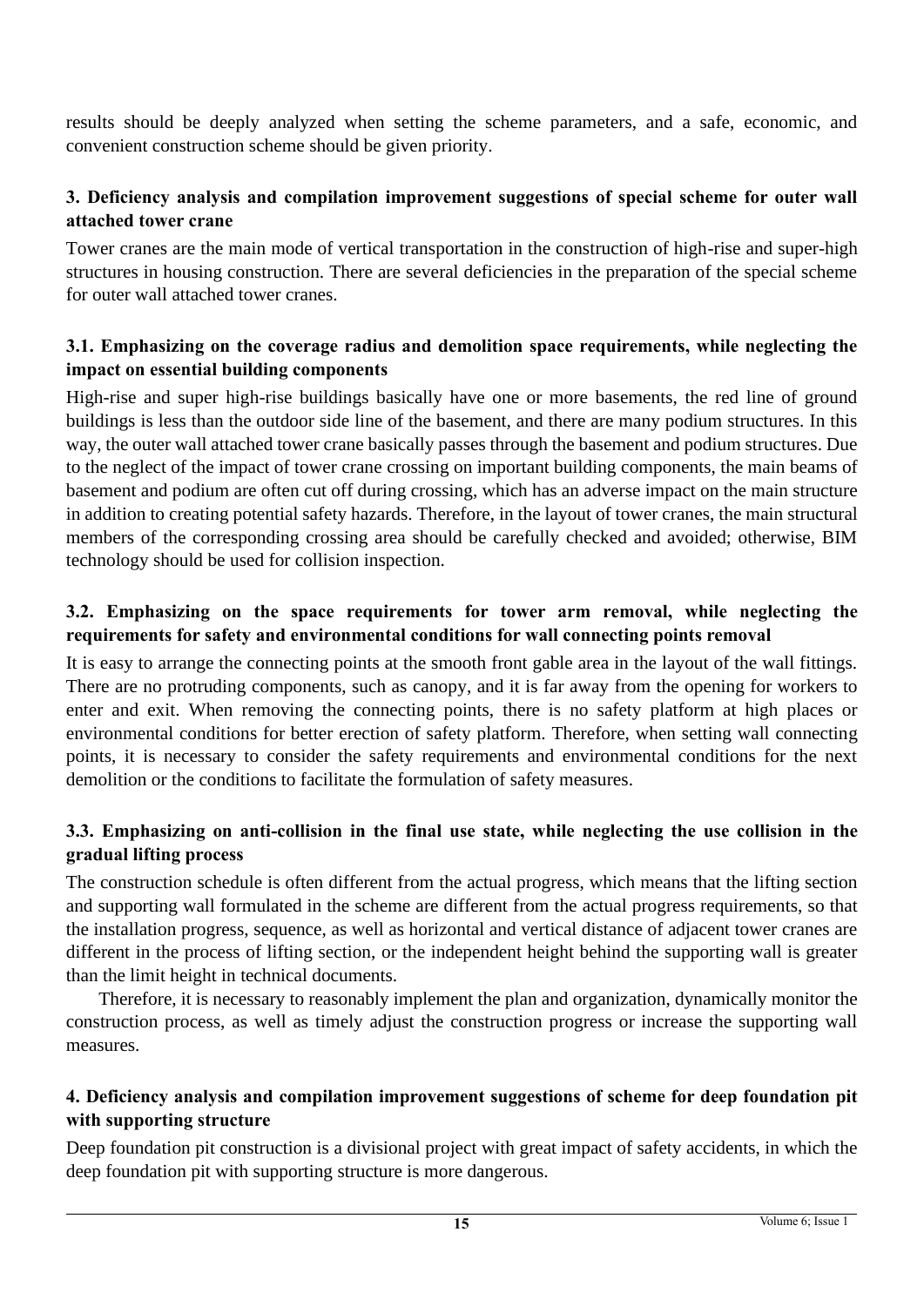results should be deeply analyzed when setting the scheme parameters, and a safe, economic, and convenient construction scheme should be given priority.

## 3. Deficiency analysis and compilation improvement suggestions of special scheme for outer wall attached tower crane

Tower cranes are the main mode of vertical transportation in the construction of high-rise and super-high structures in housing construction. There are several deficiencies in the preparation of the special scheme for outer wall attached tower cranes.

### 3.1. Emphasizing on the coverage radius and demolition space requirements, while neglecting the impact on essential building components

High-rise and super high-rise buildings basically have one or more basements, the red line of ground buildings is less than the outdoor side line of the basement, and there are many podium structures. In this way, the outer wall attached tower crane basically passes through the basement and podium structures. Due to the neglect of the impact of tower crane crossing on important building components, the main beams of basement and podium are often cut off during crossing, which has an adverse impact on the main structure in addition to creating potential safety hazards. Therefore, in the layout of tower cranes, the main structural members of the corresponding crossing area should be carefully checked and avoided; otherwise, BIM technology should be used for collision inspection.

### 3.2. Emphasizing on the space requirements for tower arm removal, while neglecting the requirements for safety and environmental conditions for wall connecting points removal

It is easy to arrange the connecting points at the smooth front gable area in the layout of the wall fittings. There are no protruding components, such as canopy, and it is far away from the opening for workers to enter and exit. When removing the connecting points, there is no safety platform at high places or environmental conditions for better erection of safety platform. Therefore, when setting wall connecting points, it is necessary to consider the safety requirements and environmental conditions for the next demolition or the conditions to facilitate the formulation of safety measures.

### 3.3. Emphasizing on anti-collision in the final use state, while neglecting the use collision in the gradual lifting process

The construction schedule is often different from the actual progress, which means that the lifting section and supporting wall formulated in the scheme are different from the actual progress requirements, so that the installation progress, sequence, as well as horizontal and vertical distance of adjacent tower cranes are different in the process of lifting section, or the independent height behind the supporting wall is greater than the limit height in technical documents.

Therefore, it is necessary to reasonably implement the plan and organization, dynamically monitor the construction process, as well as timely adjust the construction progress or increase the supporting wall measures.

## 4. Deficiency analysis and compilation improvement suggestions of scheme for deep foundation pit with supporting structure

Deep foundation pit construction is a divisional project with great impact of safety accidents, in which the deep foundation pit with supporting structure is more dangerous.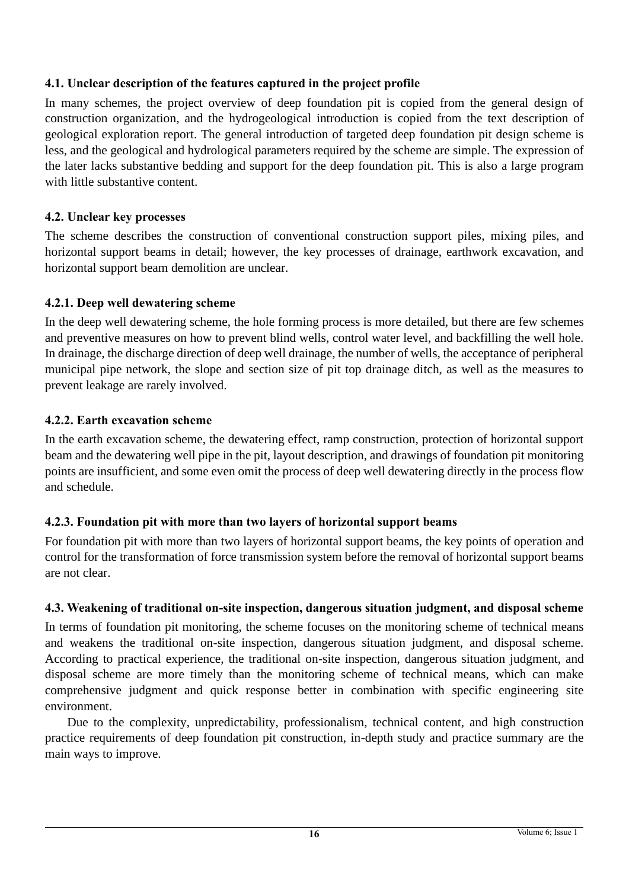### 4.1. Unclear description of the features captured in the project profile

In many schemes, the project overview of deep foundation pit is copied from the general design of construction organization, and the hydrogeological introduction is copied from the text description of geological exploration report. The general introduction of targeted deep foundation pit design scheme is less, and the geological and hydrological parameters required by the scheme are simple. The expression of the later lacks substantive bedding and support for the deep foundation pit. This is also a large program with little substantive content.

### 4.2. Unclear key processes

The scheme describes the construction of conventional construction support piles, mixing piles, and horizontal support beams in detail; however, the key processes of drainage, earthwork excavation, and horizontal support beam demolition are unclear.

#### 4.2.1. Deep well dewatering scheme

In the deep well dewatering scheme, the hole forming process is more detailed, but there are few schemes and preventive measures on how to prevent blind wells, control water level, and backfilling the well hole. In drainage, the discharge direction of deep well drainage, the number of wells, the acceptance of peripheral municipal pipe network, the slope and section size of pit top drainage ditch, as well as the measures to prevent leakage are rarely involved.

#### 4.2.2. Earth excavation scheme

In the earth excavation scheme, the dewatering effect, ramp construction, protection of horizontal support beam and the dewatering well pipe in the pit, layout description, and drawings of foundation pit monitoring points are insufficient, and some even omit the process of deep well dewatering directly in the process flow and schedule.

#### 4.2.3. Foundation pit with more than two layers of horizontal support beams

For foundation pit with more than two layers of horizontal support beams, the key points of operation and control for the transformation of force transmission system before the removal of horizontal support beams are not clear.

### 4.3. Weakening of traditional on-site inspection, dangerous situation judgment, and disposal scheme

In terms of foundation pit monitoring, the scheme focuses on the monitoring scheme of technical means and weakens the traditional on-site inspection, dangerous situation judgment, and disposal scheme. According to practical experience, the traditional on-site inspection, dangerous situation judgment, and disposal scheme are more timely than the monitoring scheme of technical means, which can make comprehensive judgment and quick response better in combination with specific engineering site environment.

Due to the complexity, unpredictability, professionalism, technical content, and high construction practice requirements of deep foundation pit construction, in-depth study and practice summary are the main ways to improve.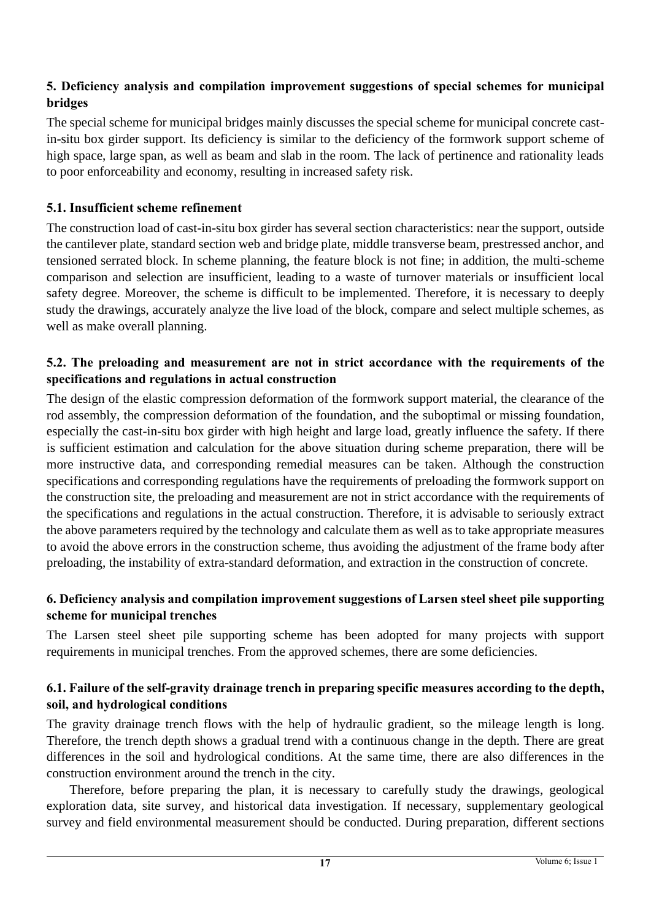## 5. Deficiency analysis and compilation improvement suggestions of special schemes for municipal bridges

The special scheme for municipal bridges mainly discusses the special scheme for municipal concrete cast-in-situ box girder support. Its deficiency is similar to the deficiency of the formwork support scheme of high space, large span, as well as beam and slab in the room. The lack of pertinence and rationality leads to poor enforceability and economy, resulting in increased safety risk.

### 5.1. Insufficient scheme refinement

The construction load of cast-in-situ box girder has several section characteristics: near the support, outside the cantilever plate, standard section web and bridge plate, middle transverse beam, prestressed anchor, and tensioned serrated block. In scheme planning, the feature block is not fine; in addition, the multi-scheme comparison and selection are insufficient, leading to a waste of turnover materials or insufficient local safety degree. Moreover, the scheme is difficult to be implemented. Therefore, it is necessary to deeply study the drawings, accurately analyze the live load of the block, compare and select multiple schemes, as well as make overall planning.

### 5.2. The preloading and measurement are not in strict accordance with the requirements of the specifications and regulations in actual construction

The design of the elastic compression deformation of the formwork support material, the clearance of the rod assembly, the compression deformation of the foundation, and the suboptimal or missing foundation, especially the cast-in-situ box girder with high height and large load, greatly influence the safety. If there is sufficient estimation and calculation for the above situation during scheme preparation, there will be more instructive data, and corresponding remedial measures can be taken. Although the construction specifications and corresponding regulations have the requirements of preloading the formwork support on the construction site, the preloading and measurement are not in strict accordance with the requirements of the specifications and regulations in the actual construction. Therefore, it is advisable to seriously extract the above parameters required by the technology and calculate them as well as to take appropriate measures to avoid the above errors in the construction scheme, thus avoiding the adjustment of the frame body after preloading, the instability of extra-standard deformation, and extraction in the construction of concrete.

## 6. Deficiency analysis and compilation improvement suggestions of Larsen steel sheet pile supporting scheme for municipal trenches

The Larsen steel sheet pile supporting scheme has been adopted for many projects with support requirements in municipal trenches. From the approved schemes, there are some deficiencies.

### 6.1. Failure of the self-gravity drainage trench in preparing specific measures according to the depth, soil, and hydrological conditions

The gravity drainage trench flows with the help of hydraulic gradient, so the mileage length is long. Therefore, the trench depth shows a gradual trend with a continuous change in the depth. There are great differences in the soil and hydrological conditions. At the same time, there are also differences in the construction environment around the trench in the city.

Therefore, before preparing the plan, it is necessary to carefully study the drawings, geological exploration data, site survey, and historical data investigation. If necessary, supplementary geological survey and field environmental measurement should be conducted. During preparation, different sections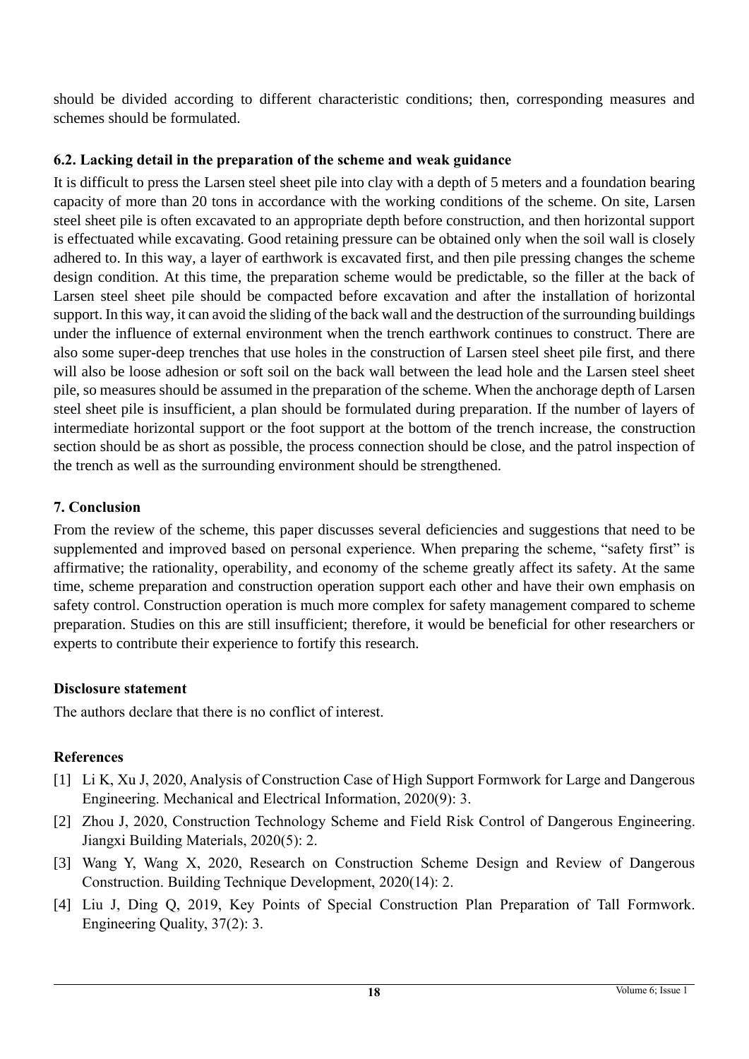should be divided according to different characteristic conditions; then, corresponding measures and schemes should be formulated.

### 6.2. Lacking detail in the preparation of the scheme and weak guidance

It is difficult to press the Larsen steel sheet pile into clay with a depth of 5 meters and a foundation bearing capacity of more than 20 tons in accordance with the working conditions of the scheme. On site, Larsen steel sheet pile is often excavated to an appropriate depth before construction, and then horizontal support is effectuated while excavating. Good retaining pressure can be obtained only when the soil wall is closely adhered to. In this way, a layer of earthwork is excavated first, and then pile pressing changes the scheme design condition. At this time, the preparation scheme would be predictable, so the filler at the back of Larsen steel sheet pile should be compacted before excavation and after the installation of horizontal support. In this way, it can avoid the sliding of the back wall and the destruction of the surrounding buildings under the influence of external environment when the trench earthwork continues to construct. There are also some super-deep trenches that use holes in the construction of Larsen steel sheet pile first, and there will also be loose adhesion or soft soil on the back wall between the lead hole and the Larsen steel sheet pile, so measures should be assumed in the preparation of the scheme. When the anchorage depth of Larsen steel sheet pile is insufficient, a plan should be formulated during preparation. If the number of layers of intermediate horizontal support or the foot support at the bottom of the trench increase, the construction section should be as short as possible, the process connection should be close, and the patrol inspection of the trench as well as the surrounding environment should be strengthened.

## 7. Conclusion

From the review of the scheme, this paper discusses several deficiencies and suggestions that need to be supplemented and improved based on personal experience. When preparing the scheme, "safety first" is affirmative; the rationality, operability, and economy of the scheme greatly affect its safety. At the same time, scheme preparation and construction operation support each other and have their own emphasis on safety control. Construction operation is much more complex for safety management compared to scheme preparation. Studies on this are still insufficient; therefore, it would be beneficial for other researchers or experts to contribute their experience to fortify this research.

## Disclosure statement

The authors declare that there is no conflict of interest.

## References

[1] Li K, Xu J, 2020, Analysis of Construction Case of High Support Formwork for Large and Dangerous Engineering. Mechanical and Electrical Information, 2020(9): 3.

[2] Zhou J, 2020, Construction Technology Scheme and Field Risk Control of Dangerous Engineering. Jiangxi Building Materials, 2020(5): 2.

[3] Wang Y, Wang X, 2020, Research on Construction Scheme Design and Review of Dangerous Construction. Building Technique Development, 2020(14): 2.

[4] Liu J, Ding Q, 2019, Key Points of Special Construction Plan Preparation of Tall Formwork. Engineering Quality, 37(2): 3.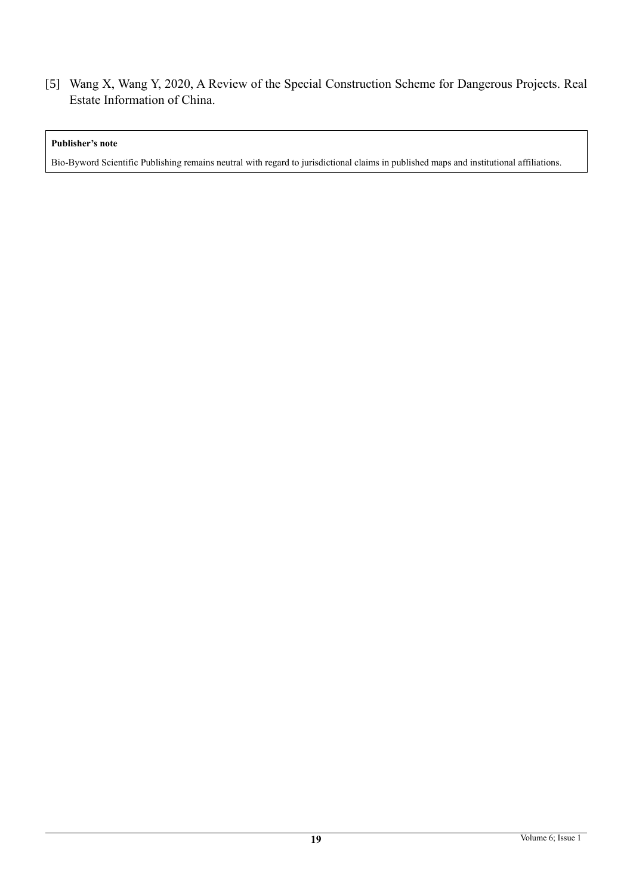[5] Wang X, Wang Y, 2020, A Review of the Special Construction Scheme for Dangerous Projects. Real Estate Information of China.

**Publisher's note**

Bio-Byword Scientific Publishing remains neutral with regard to jurisdictional claims in published maps and institutional affiliations.